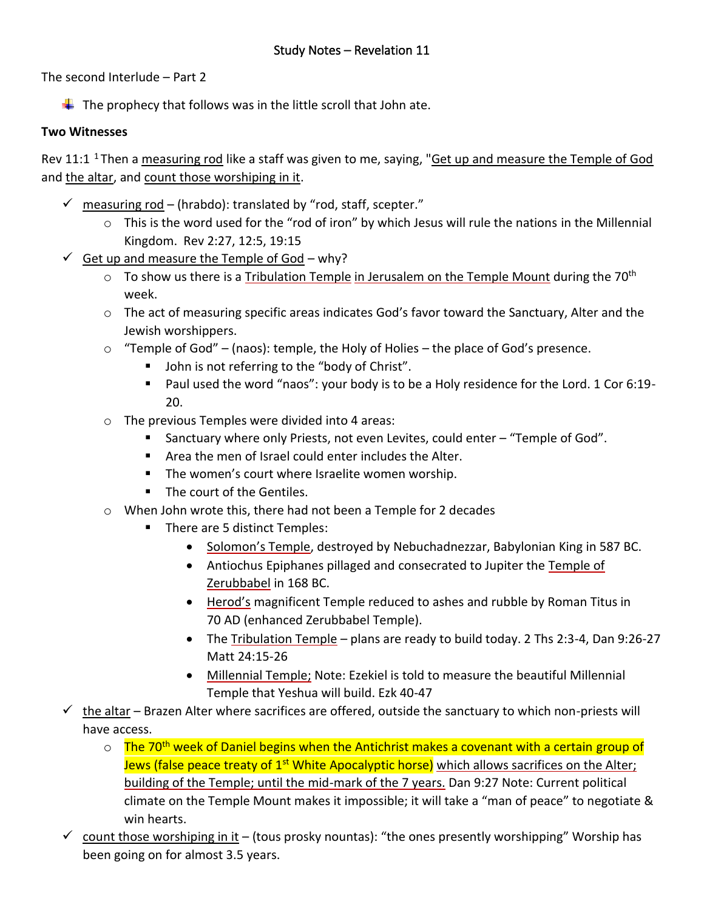# Study Notes – Revelation 11

The second Interlude – Part 2

- The prophecy that follows was in the little scroll that John ate.

**Two Witnesses**

Rev 11:1 [1] Then a measuring rod like a staff was given to me, saying, "Get up and measure the Temple of God and the altar, and count those worshiping in it.

- ✓ measuring rod – (hrabdo): translated by "rod, staff, scepter."
  - This is the word used for the "rod of iron" by which Jesus will rule the nations in the Millennial Kingdom. Rev 2:27, 12:5, 19:15
- ✓ Get up and measure the Temple of God – why?
  - To show us there is a Tribulation Temple in Jerusalem on the Temple Mount during the 70th week.
  - The act of measuring specific areas indicates God's favor toward the Sanctuary, Alter and the Jewish worshippers.
  - "Temple of God" – (naos): temple, the Holy of Holies – the place of God's presence.
    - John is not referring to the "body of Christ".
    - Paul used the word "naos": your body is to be a Holy residence for the Lord. 1 Cor 6:19-20.
  - The previous Temples were divided into 4 areas:
    - Sanctuary where only Priests, not even Levites, could enter – "Temple of God".
    - Area the men of Israel could enter includes the Alter.
    - The women's court where Israelite women worship.
    - The court of the Gentiles.
  - When John wrote this, there had not been a Temple for 2 decades
    - There are 5 distinct Temples:
      - Solomon's Temple, destroyed by Nebuchadnezzar, Babylonian King in 587 BC.
      - Antiochus Epiphanes pillaged and consecrated to Jupiter the Temple of Zerubbabel in 168 BC.
      - Herod's magnificent Temple reduced to ashes and rubble by Roman Titus in 70 AD (enhanced Zerubbabel Temple).
      - The Tribulation Temple – plans are ready to build today. 2 Ths 2:3-4, Dan 9:26-27 Matt 24:15-26
      - Millennial Temple; Note: Ezekiel is told to measure the beautiful Millennial Temple that Yeshua will build. Ezk 40-47
- ✓ the altar – Brazen Alter where sacrifices are offered, outside the sanctuary to which non-priests will have access.
  - The 70th week of Daniel begins when the Antichrist makes a covenant with a certain group of Jews (false peace treaty of 1st White Apocalyptic horse) which allows sacrifices on the Alter; building of the Temple; until the mid-mark of the 7 years. Dan 9:27 Note: Current political climate on the Temple Mount makes it impossible; it will take a "man of peace" to negotiate & win hearts.
- ✓ count those worshiping in it – (tous prosky nountas): "the ones presently worshipping" Worship has been going on for almost 3.5 years.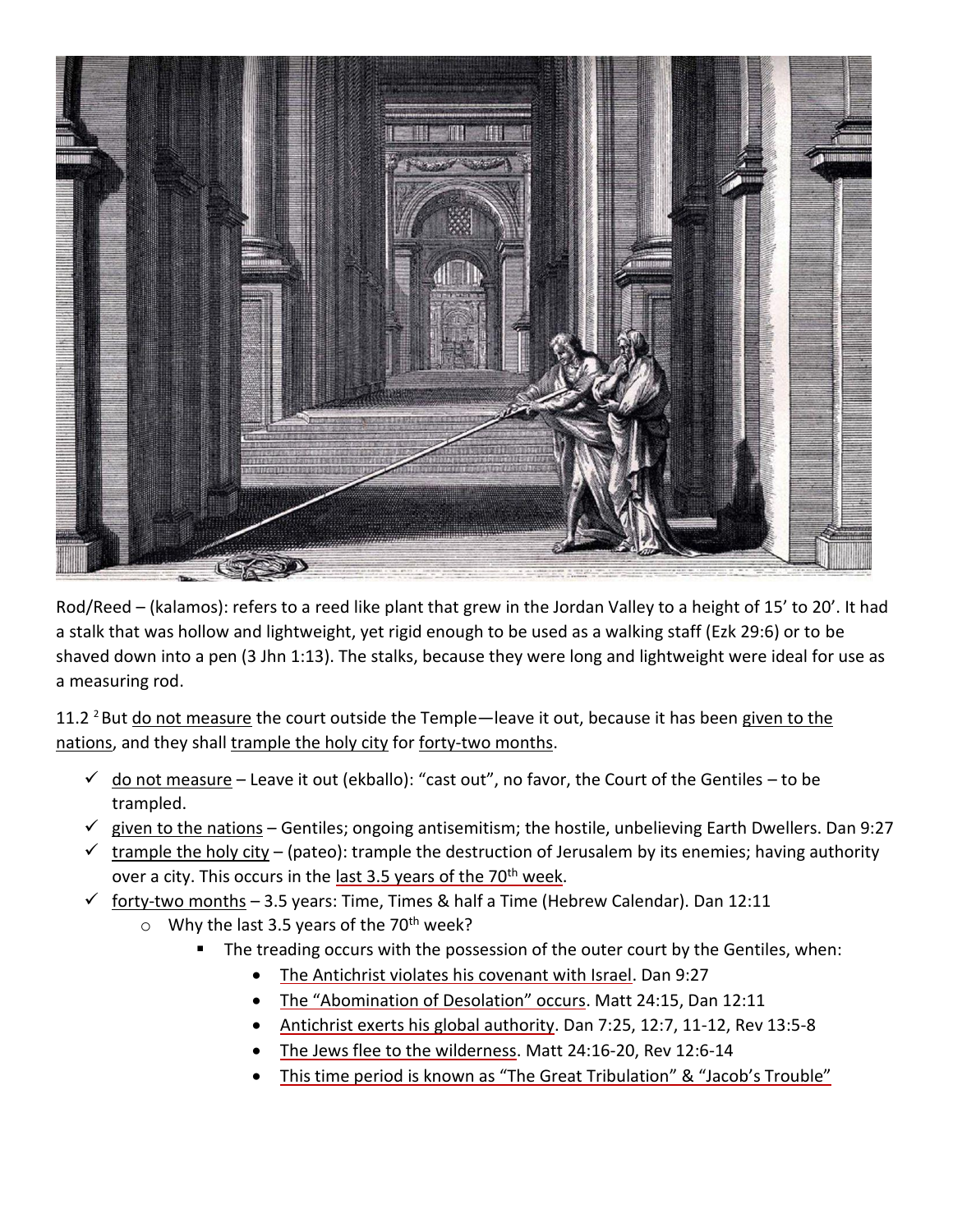Rod/Reed – (kalamos): refers to a reed like plant that grew in the Jordan Valley to a height of 15' to 20'. It had a stalk that was hollow and lightweight, yet rigid enough to be used as a walking staff (Ezk 29:6) or to be shaved down into a pen (3 Jhn 1:13). The stalks, because they were long and lightweight were ideal for use as a measuring rod.

11.2 [2] But do not measure the court outside the Temple—leave it out, because it has been given to the nations, and they shall trample the holy city for forty-two months.

- ✓ do not measure – Leave it out (ekballo): "cast out", no favor, the Court of the Gentiles – to be trampled.
- ✓ given to the nations – Gentiles; ongoing antisemitism; the hostile, unbelieving Earth Dwellers. Dan 9:27
- ✓ trample the holy city – (pateo): trample the destruction of Jerusalem by its enemies; having authority over a city. This occurs in the last 3.5 years of the 70th week.
- ✓ forty-two months – 3.5 years: Time, Times & half a Time (Hebrew Calendar). Dan 12:11
  - Why the last 3.5 years of the 70th week?
    - The treading occurs with the possession of the outer court by the Gentiles, when:
      - The Antichrist violates his covenant with Israel. Dan 9:27
      - The "Abomination of Desolation" occurs. Matt 24:15, Dan 12:11
      - Antichrist exerts his global authority. Dan 7:25, 12:7, 11-12, Rev 13:5-8
      - The Jews flee to the wilderness. Matt 24:16-20, Rev 12:6-14
      - This time period is known as "The Great Tribulation" & "Jacob's Trouble"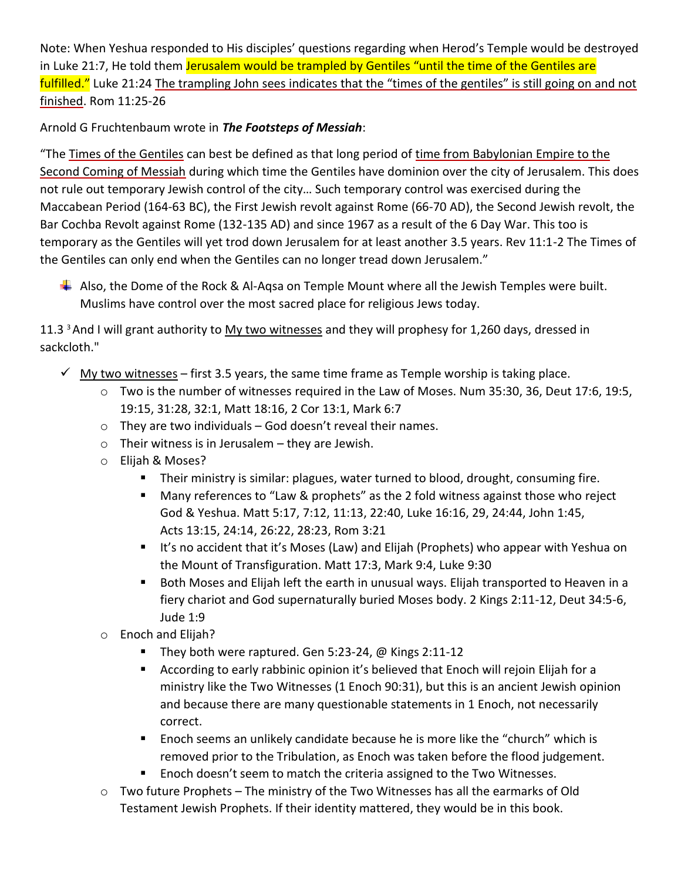Note: When Yeshua responded to His disciples' questions regarding when Herod's Temple would be destroyed in Luke 21:7, He told them Jerusalem would be trampled by Gentiles "until the time of the Gentiles are fulfilled." Luke 21:24 The trampling John sees indicates that the "times of the gentiles" is still going on and not finished. Rom 11:25-26

Arnold G Fruchtenbaum wrote in ***The Footsteps of Messiah***:

"The Times of the Gentiles can best be defined as that long period of time from Babylonian Empire to the Second Coming of Messiah during which time the Gentiles have dominion over the city of Jerusalem. This does not rule out temporary Jewish control of the city… Such temporary control was exercised during the Maccabean Period (164-63 BC), the First Jewish revolt against Rome (66-70 AD), the Second Jewish revolt, the Bar Cochba Revolt against Rome (132-135 AD) and since 1967 as a result of the 6 Day War. This too is temporary as the Gentiles will yet trod down Jerusalem for at least another 3.5 years. Rev 11:1-2 The Times of the Gentiles can only end when the Gentiles can no longer tread down Jerusalem."

- Also, the Dome of the Rock & Al-Aqsa on Temple Mount where all the Jewish Temples were built. Muslims have control over the most sacred place for religious Jews today.

11.3 [3] And I will grant authority to My two witnesses and they will prophesy for 1,260 days, dressed in sackcloth."

- ✓ My two witnesses – first 3.5 years, the same time frame as Temple worship is taking place.
  - Two is the number of witnesses required in the Law of Moses. Num 35:30, 36, Deut 17:6, 19:5, 19:15, 31:28, 32:1, Matt 18:16, 2 Cor 13:1, Mark 6:7
  - They are two individuals – God doesn't reveal their names.
  - Their witness is in Jerusalem – they are Jewish.
  - Elijah & Moses?
    - Their ministry is similar: plagues, water turned to blood, drought, consuming fire.
    - Many references to "Law & prophets" as the 2 fold witness against those who reject God & Yeshua. Matt 5:17, 7:12, 11:13, 22:40, Luke 16:16, 29, 24:44, John 1:45, Acts 13:15, 24:14, 26:22, 28:23, Rom 3:21
    - It's no accident that it's Moses (Law) and Elijah (Prophets) who appear with Yeshua on the Mount of Transfiguration. Matt 17:3, Mark 9:4, Luke 9:30
    - Both Moses and Elijah left the earth in unusual ways. Elijah transported to Heaven in a fiery chariot and God supernaturally buried Moses body. 2 Kings 2:11-12, Deut 34:5-6, Jude 1:9
  - Enoch and Elijah?
    - They both were raptured. Gen 5:23-24, @ Kings 2:11-12
    - According to early rabbinic opinion it's believed that Enoch will rejoin Elijah for a ministry like the Two Witnesses (1 Enoch 90:31), but this is an ancient Jewish opinion and because there are many questionable statements in 1 Enoch, not necessarily correct.
    - Enoch seems an unlikely candidate because he is more like the "church" which is removed prior to the Tribulation, as Enoch was taken before the flood judgement.
    - Enoch doesn't seem to match the criteria assigned to the Two Witnesses.
  - Two future Prophets – The ministry of the Two Witnesses has all the earmarks of Old Testament Jewish Prophets. If their identity mattered, they would be in this book.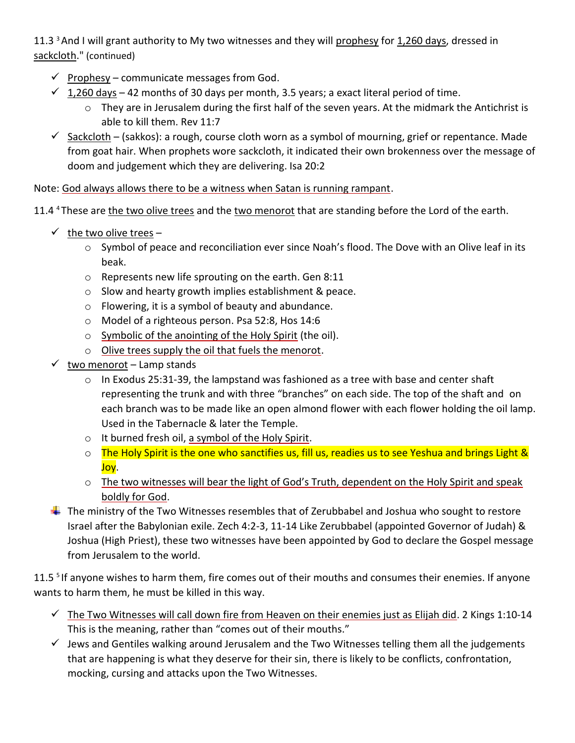11.3 [3] And I will grant authority to My two witnesses and they will prophesy for 1,260 days, dressed in sackcloth." (continued)

- ✓ Prophesy – communicate messages from God.
- ✓ 1,260 days – 42 months of 30 days per month, 3.5 years; a exact literal period of time.
  - They are in Jerusalem during the first half of the seven years. At the midmark the Antichrist is able to kill them. Rev 11:7
- ✓ Sackcloth – (sakkos): a rough, course cloth worn as a symbol of mourning, grief or repentance. Made from goat hair. When prophets wore sackcloth, it indicated their own brokenness over the message of doom and judgement which they are delivering. Isa 20:2

Note: God always allows there to be a witness when Satan is running rampant.

11.4 [4] These are the two olive trees and the two menorot that are standing before the Lord of the earth.

- ✓ the two olive trees –
  - Symbol of peace and reconciliation ever since Noah's flood. The Dove with an Olive leaf in its beak.
  - Represents new life sprouting on the earth. Gen 8:11
  - Slow and hearty growth implies establishment & peace.
  - Flowering, it is a symbol of beauty and abundance.
  - Model of a righteous person. Psa 52:8, Hos 14:6
  - Symbolic of the anointing of the Holy Spirit (the oil).
  - Olive trees supply the oil that fuels the menorot.
- ✓ two menorot – Lamp stands
  - In Exodus 25:31-39, the lampstand was fashioned as a tree with base and center shaft representing the trunk and with three "branches" on each side. The top of the shaft and on each branch was to be made like an open almond flower with each flower holding the oil lamp. Used in the Tabernacle & later the Temple.
  - It burned fresh oil, a symbol of the Holy Spirit.
  - The Holy Spirit is the one who sanctifies us, fill us, readies us to see Yeshua and brings Light & Joy.
  - The two witnesses will bear the light of God's Truth, dependent on the Holy Spirit and speak boldly for God.
- The ministry of the Two Witnesses resembles that of Zerubbabel and Joshua who sought to restore Israel after the Babylonian exile. Zech 4:2-3, 11-14 Like Zerubbabel (appointed Governor of Judah) & Joshua (High Priest), these two witnesses have been appointed by God to declare the Gospel message from Jerusalem to the world.

11.5 [5] If anyone wishes to harm them, fire comes out of their mouths and consumes their enemies. If anyone wants to harm them, he must be killed in this way.

- ✓ The Two Witnesses will call down fire from Heaven on their enemies just as Elijah did. 2 Kings 1:10-14 This is the meaning, rather than "comes out of their mouths."
- ✓ Jews and Gentiles walking around Jerusalem and the Two Witnesses telling them all the judgements that are happening is what they deserve for their sin, there is likely to be conflicts, confrontation, mocking, cursing and attacks upon the Two Witnesses.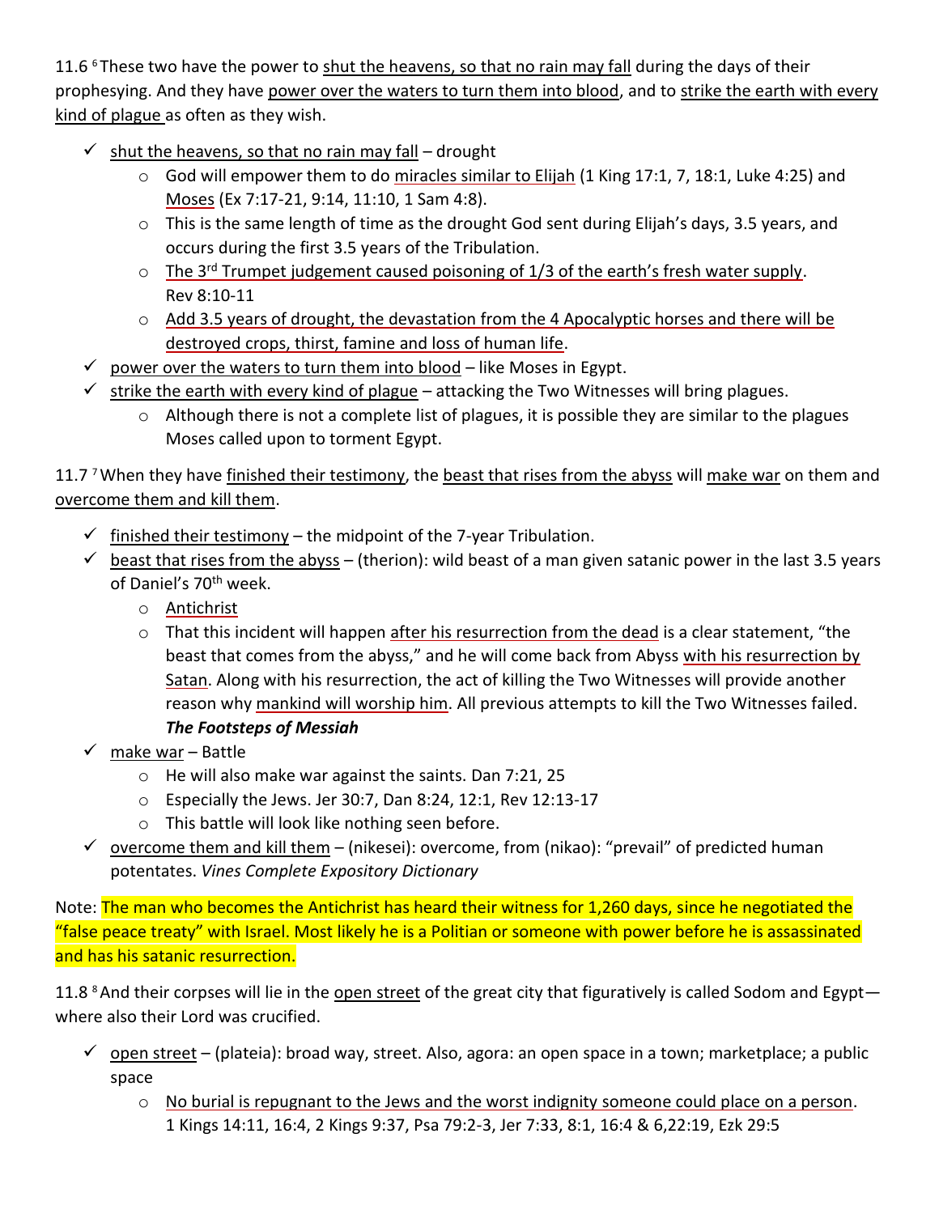11.6 [6] These two have the power to shut the heavens, so that no rain may fall during the days of their prophesying. And they have power over the waters to turn them into blood, and to strike the earth with every kind of plague as often as they wish.

- ✓ shut the heavens, so that no rain may fall – drought
  - God will empower them to do miracles similar to Elijah (1 King 17:1, 7, 18:1, Luke 4:25) and Moses (Ex 7:17-21, 9:14, 11:10, 1 Sam 4:8).
  - This is the same length of time as the drought God sent during Elijah's days, 3.5 years, and occurs during the first 3.5 years of the Tribulation.
  - The 3rd Trumpet judgement caused poisoning of 1/3 of the earth's fresh water supply. Rev 8:10-11
  - Add 3.5 years of drought, the devastation from the 4 Apocalyptic horses and there will be destroyed crops, thirst, famine and loss of human life.
- ✓ power over the waters to turn them into blood – like Moses in Egypt.
- ✓ strike the earth with every kind of plague – attacking the Two Witnesses will bring plagues.
  - Although there is not a complete list of plagues, it is possible they are similar to the plagues Moses called upon to torment Egypt.

11.7 [7] When they have finished their testimony, the beast that rises from the abyss will make war on them and overcome them and kill them.

- ✓ finished their testimony – the midpoint of the 7-year Tribulation.
- ✓ beast that rises from the abyss – (therion): wild beast of a man given satanic power in the last 3.5 years of Daniel's 70th week.
  - Antichrist
  - That this incident will happen after his resurrection from the dead is a clear statement, "the beast that comes from the abyss," and he will come back from Abyss with his resurrection by Satan. Along with his resurrection, the act of killing the Two Witnesses will provide another reason why mankind will worship him. All previous attempts to kill the Two Witnesses failed. ***The Footsteps of Messiah***
- ✓ make war – Battle
  - He will also make war against the saints. Dan 7:21, 25
  - Especially the Jews. Jer 30:7, Dan 8:24, 12:1, Rev 12:13-17
  - This battle will look like nothing seen before.
- ✓ overcome them and kill them – (nikesei): overcome, from (nikao): "prevail" of predicted human potentates. *Vines Complete Expository Dictionary*

Note: The man who becomes the Antichrist has heard their witness for 1,260 days, since he negotiated the "false peace treaty" with Israel. Most likely he is a Politian or someone with power before he is assassinated and has his satanic resurrection.

11.8 [8] And their corpses will lie in the open street of the great city that figuratively is called Sodom and Egypt—where also their Lord was crucified.

- ✓ open street – (plateia): broad way, street. Also, agora: an open space in a town; marketplace; a public space
  - No burial is repugnant to the Jews and the worst indignity someone could place on a person. 1 Kings 14:11, 16:4, 2 Kings 9:37, Psa 79:2-3, Jer 7:33, 8:1, 16:4 & 6,22:19, Ezk 29:5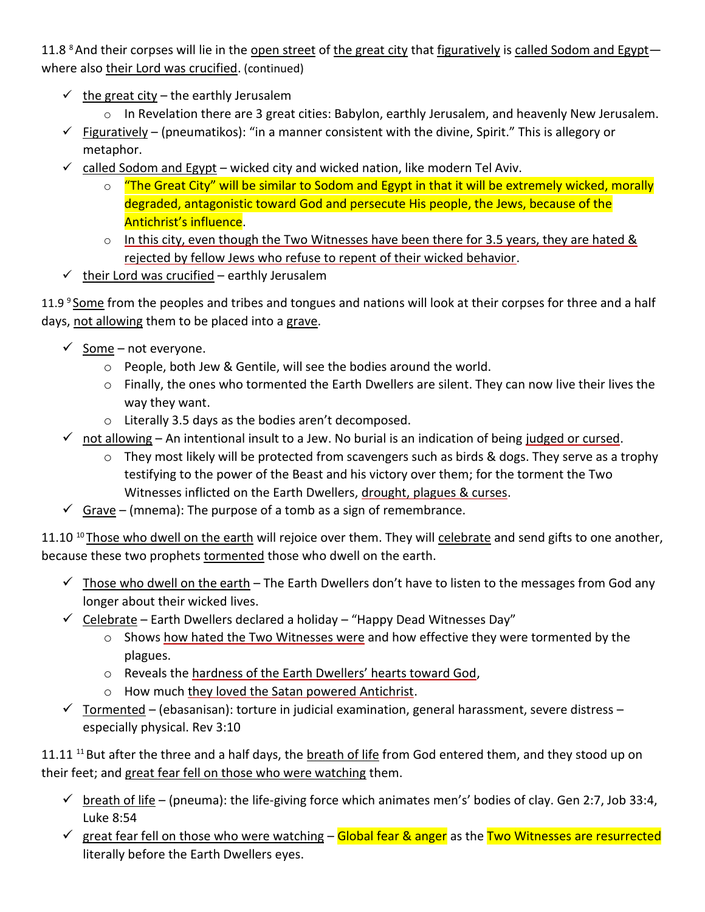11.8 [8] And their corpses will lie in the open street of the great city that figuratively is called Sodom and Egypt—where also their Lord was crucified. (continued)

- ✓ the great city – the earthly Jerusalem
  - In Revelation there are 3 great cities: Babylon, earthly Jerusalem, and heavenly New Jerusalem.
- ✓ Figuratively – (pneumatikos): "in a manner consistent with the divine, Spirit." This is allegory or metaphor.
- ✓ called Sodom and Egypt – wicked city and wicked nation, like modern Tel Aviv.
  - "The Great City" will be similar to Sodom and Egypt in that it will be extremely wicked, morally degraded, antagonistic toward God and persecute His people, the Jews, because of the Antichrist's influence.
  - In this city, even though the Two Witnesses have been there for 3.5 years, they are hated & rejected by fellow Jews who refuse to repent of their wicked behavior.
- ✓ their Lord was crucified – earthly Jerusalem

11.9 [9] Some from the peoples and tribes and tongues and nations will look at their corpses for three and a half days, not allowing them to be placed into a grave.

- ✓ Some – not everyone.
  - People, both Jew & Gentile, will see the bodies around the world.
  - Finally, the ones who tormented the Earth Dwellers are silent. They can now live their lives the way they want.
  - Literally 3.5 days as the bodies aren't decomposed.
- ✓ not allowing – An intentional insult to a Jew. No burial is an indication of being judged or cursed.
  - They most likely will be protected from scavengers such as birds & dogs. They serve as a trophy testifying to the power of the Beast and his victory over them; for the torment the Two Witnesses inflicted on the Earth Dwellers, drought, plagues & curses.
- ✓ Grave – (mnema): The purpose of a tomb as a sign of remembrance.

11.10 [10] Those who dwell on the earth will rejoice over them. They will celebrate and send gifts to one another, because these two prophets tormented those who dwell on the earth.

- ✓ Those who dwell on the earth – The Earth Dwellers don't have to listen to the messages from God any longer about their wicked lives.
- ✓ Celebrate – Earth Dwellers declared a holiday – "Happy Dead Witnesses Day"
  - Shows how hated the Two Witnesses were and how effective they were tormented by the plagues.
  - Reveals the hardness of the Earth Dwellers' hearts toward God,
  - How much they loved the Satan powered Antichrist.
- ✓ Tormented – (ebasanisan): torture in judicial examination, general harassment, severe distress – especially physical. Rev 3:10

11.11 [11] But after the three and a half days, the breath of life from God entered them, and they stood up on their feet; and great fear fell on those who were watching them.

- ✓ breath of life – (pneuma): the life-giving force which animates men's' bodies of clay. Gen 2:7, Job 33:4, Luke 8:54
- ✓ great fear fell on those who were watching – Global fear & anger as the Two Witnesses are resurrected literally before the Earth Dwellers eyes.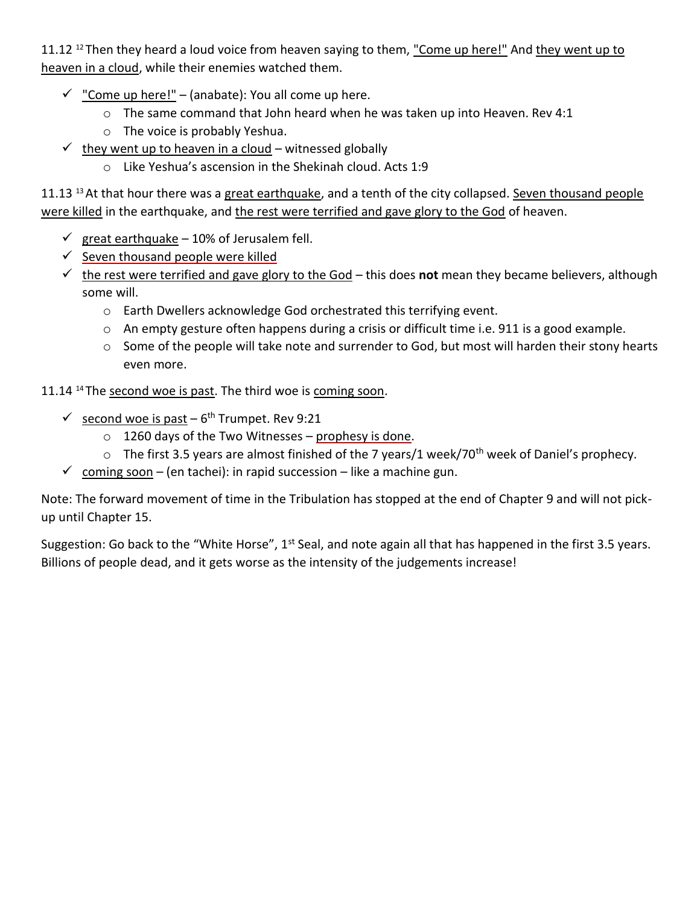11.12 [12] Then they heard a loud voice from heaven saying to them, "Come up here!" And they went up to heaven in a cloud, while their enemies watched them.

- ✓ "Come up here!" – (anabate): You all come up here.
  - The same command that John heard when he was taken up into Heaven. Rev 4:1
  - The voice is probably Yeshua.
- ✓ they went up to heaven in a cloud – witnessed globally
  - Like Yeshua's ascension in the Shekinah cloud. Acts 1:9

11.13 [13] At that hour there was a great earthquake, and a tenth of the city collapsed. Seven thousand people were killed in the earthquake, and the rest were terrified and gave glory to the God of heaven.

- ✓ great earthquake – 10% of Jerusalem fell.
- ✓ Seven thousand people were killed
- ✓ the rest were terrified and gave glory to the God – this does **not** mean they became believers, although some will.
  - Earth Dwellers acknowledge God orchestrated this terrifying event.
  - An empty gesture often happens during a crisis or difficult time i.e. 911 is a good example.
  - Some of the people will take note and surrender to God, but most will harden their stony hearts even more.

11.14 [14] The second woe is past. The third woe is coming soon.

- ✓ second woe is past – 6th Trumpet. Rev 9:21
  - 1260 days of the Two Witnesses – prophesy is done.
  - The first 3.5 years are almost finished of the 7 years/1 week/70th week of Daniel's prophecy.
- ✓ coming soon – (en tachei): in rapid succession – like a machine gun.

Note: The forward movement of time in the Tribulation has stopped at the end of Chapter 9 and will not pick-up until Chapter 15.

Suggestion: Go back to the "White Horse", 1st Seal, and note again all that has happened in the first 3.5 years. Billions of people dead, and it gets worse as the intensity of the judgements increase!